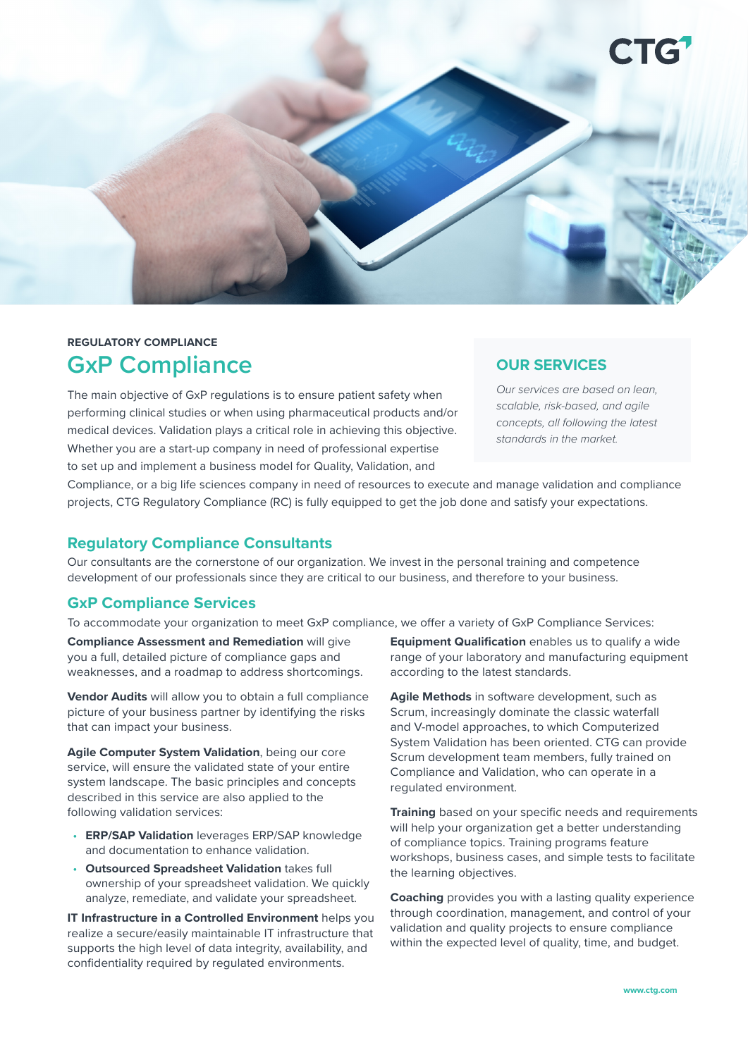REGULATORY COMPLIANCE

# GxP Compliance

The main objective of GxP regulations is to ensure patient safety when performing clinical studies or when using pharmaceutical products and/or medical devices. Validation plays a critical role in achieving this objective. Whether you are a start-up company in need of professional expertise to set up and implement a business model for Quality, Validation, and Compliance, or a big life sciences company in need of resources to execute and manage validation and compliance projects, CTG Regulatory Compliance (RC) is fully equipped to get the job done and satisfy your expectations.

## OUR SERVICES

*Our services are based on lean, scalable, risk-based, and agile concepts, all following the latest standards in the market.*

## Regulatory Compliance Consultants

Our consultants are the cornerstone of our organization. We invest in the personal training and competence development of our professionals since they are critical to our business, and therefore to your business.

## GxP Compliance Services

To accommodate your organization to meet GxP compliance, we offer a variety of GxP Compliance Services:

**Compliance Assessment and Remediation** will give you a full, detailed picture of compliance gaps and weaknesses, and a roadmap to address shortcomings.

**Vendor Audits** will allow you to obtain a full compliance picture of your business partner by identifying the risks that can impact your business.

**Agile Computer System Validation**, being our core service, will ensure the validated state of your entire system landscape. The basic principles and concepts described in this service are also applied to the following validation services:

- **ERP/SAP Validation** leverages ERP/SAP knowledge and documentation to enhance validation.
- **Outsourced Spreadsheet Validation** takes full ownership of your spreadsheet validation. We quickly analyze, remediate, and validate your spreadsheet.

**IT Infrastructure in a Controlled Environment** helps you realize a secure/easily maintainable IT infrastructure that supports the high level of data integrity, availability, and confidentiality required by regulated environments.

**Equipment Qualification** enables us to qualify a wide range of your laboratory and manufacturing equipment according to the latest standards.

**Agile Methods** in software development, such as Scrum, increasingly dominate the classic waterfall and V-model approaches, to which Computerized System Validation has been oriented. CTG can provide Scrum development team members, fully trained on Compliance and Validation, who can operate in a regulated environment.

**Training** based on your specific needs and requirements will help your organization get a better understanding of compliance topics. Training programs feature workshops, business cases, and simple tests to facilitate the learning objectives.

**Coaching** provides you with a lasting quality experience through coordination, management, and control of your validation and quality projects to ensure compliance within the expected level of quality, time, and budget.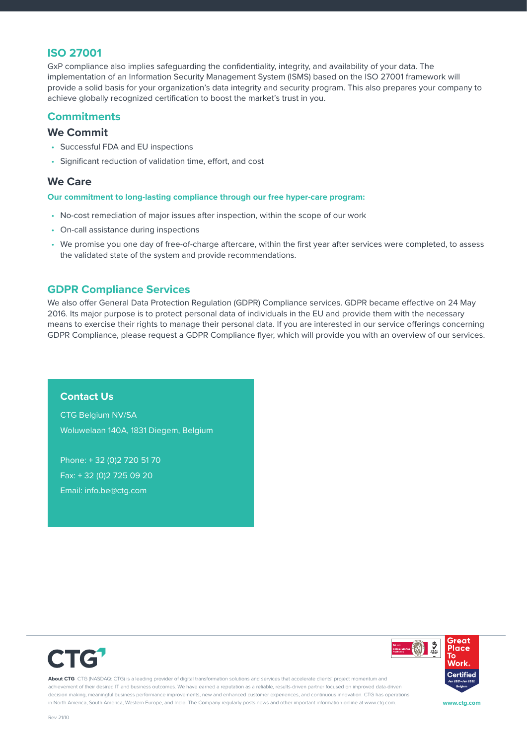## ISO 27001

GxP compliance also implies safeguarding the confidentiality, integrity, and availability of your data. The implementation of an Information Security Management System (ISMS) based on the ISO 27001 framework will provide a solid basis for your organization's data integrity and security program. This also prepares your company to achieve globally recognized certification to boost the market's trust in you.

## Commitments

### We Commit

- Successful FDA and EU inspections
- Significant reduction of validation time, effort, and cost

### We Care

**Our commitment to long-lasting compliance through our free hyper-care program:**

- No-cost remediation of major issues after inspection, within the scope of our work
- On-call assistance during inspections
- We promise you one day of free-of-charge aftercare, within the first year after services were completed, to assess the validated state of the system and provide recommendations.

## GDPR Compliance Services

We also offer General Data Protection Regulation (GDPR) Compliance services. GDPR became effective on 24 May 2016. Its major purpose is to protect personal data of individuals in the EU and provide them with the necessary means to exercise their rights to manage their personal data. If you are interested in our service offerings concerning GDPR Compliance, please request a GDPR Compliance flyer, which will provide you with an overview of our services.

### Contact Us

CTG Belgium NV/SA
Woluwelaan 140A, 1831 Diegem, Belgium

Phone: + 32 (0)2 720 51 70
Fax: + 32 (0)2 725 09 20
Email: info.be@ctg.com

CTG

Great Place To Work. Certified Jan 2021–Jan 2022 Belgium

**About CTG** CTG (NASDAQ: CTG) is a leading provider of digital transformation solutions and services that accelerate clients' project momentum and achievement of their desired IT and business outcomes. We have earned a reputation as a reliable, results-driven partner focused on improved data-driven decision making, meaningful business performance improvements, new and enhanced customer experiences, and continuous innovation. CTG has operations in North America, South America, Western Europe, and India. The Company regularly posts news and other important information online at www.ctg.com.

**www.ctg.com**

Rev 21/10